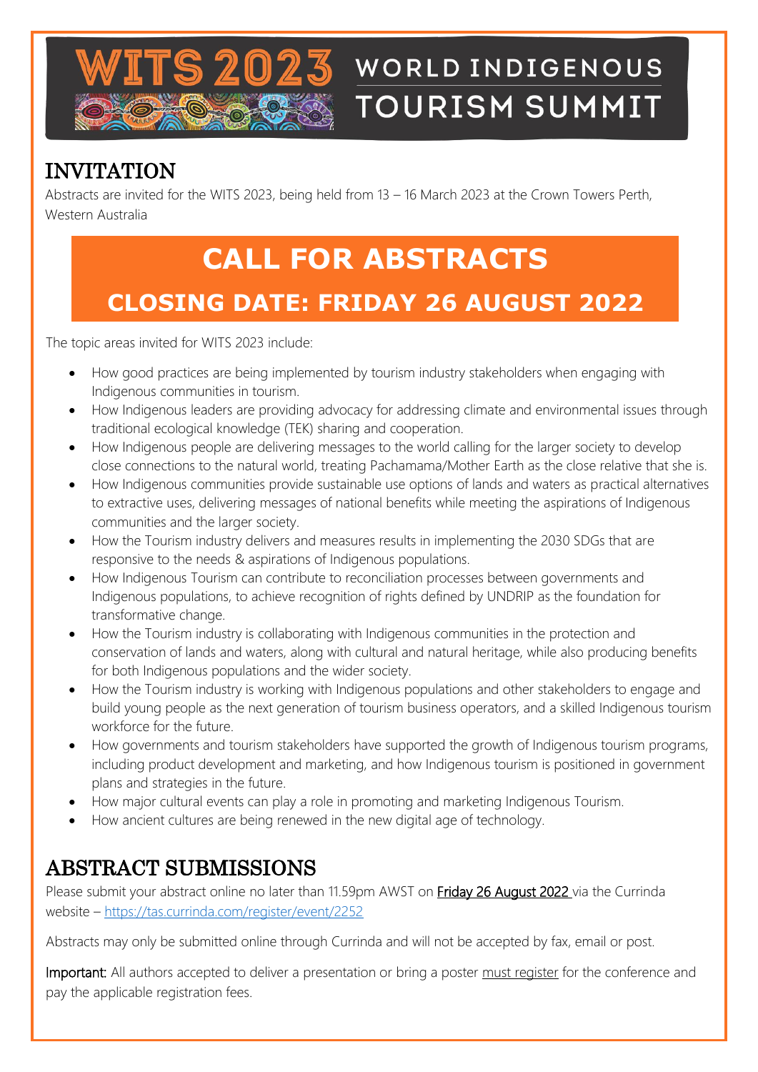# WITS 2023 WORLD INDIGENOUS TOURISM SUMMIT

## INVITATION

Abstracts are invited for the WITS 2023, being held from 13 – 16 March 2023 at the Crown Towers Perth, Western Australia

## CALL FOR ABSTRACTS

### CLOSING DATE: FRIDAY 26 AUGUST 2022

The topic areas invited for WITS 2023 include:

- How good practices are being implemented by tourism industry stakeholders when engaging with Indigenous communities in tourism.
- How Indigenous leaders are providing advocacy for addressing climate and environmental issues through traditional ecological knowledge (TEK) sharing and cooperation.
- How Indigenous people are delivering messages to the world calling for the larger society to develop close connections to the natural world, treating Pachamama/Mother Earth as the close relative that she is.
- How Indigenous communities provide sustainable use options of lands and waters as practical alternatives to extractive uses, delivering messages of national benefits while meeting the aspirations of Indigenous communities and the larger society.
- How the Tourism industry delivers and measures results in implementing the 2030 SDGs that are responsive to the needs & aspirations of Indigenous populations.
- How Indigenous Tourism can contribute to reconciliation processes between governments and Indigenous populations, to achieve recognition of rights defined by UNDRIP as the foundation for transformative change.
- How the Tourism industry is collaborating with Indigenous communities in the protection and conservation of lands and waters, along with cultural and natural heritage, while also producing benefits for both Indigenous populations and the wider society.
- How the Tourism industry is working with Indigenous populations and other stakeholders to engage and build young people as the next generation of tourism business operators, and a skilled Indigenous tourism workforce for the future.
- How governments and tourism stakeholders have supported the growth of Indigenous tourism programs, including product development and marketing, and how Indigenous tourism is positioned in government plans and strategies in the future.
- How major cultural events can play a role in promoting and marketing Indigenous Tourism.
- How ancient cultures are being renewed in the new digital age of technology.

## ABSTRACT SUBMISSIONS

Please submit your abstract online no later than 11.59pm AWST on Friday 26 August 2022 via the Currinda website – https://tas.currinda.com/register/event/2252

Abstracts may only be submitted online through Currinda and will not be accepted by fax, email or post.

Important: All authors accepted to deliver a presentation or bring a poster must register for the conference and pay the applicable registration fees.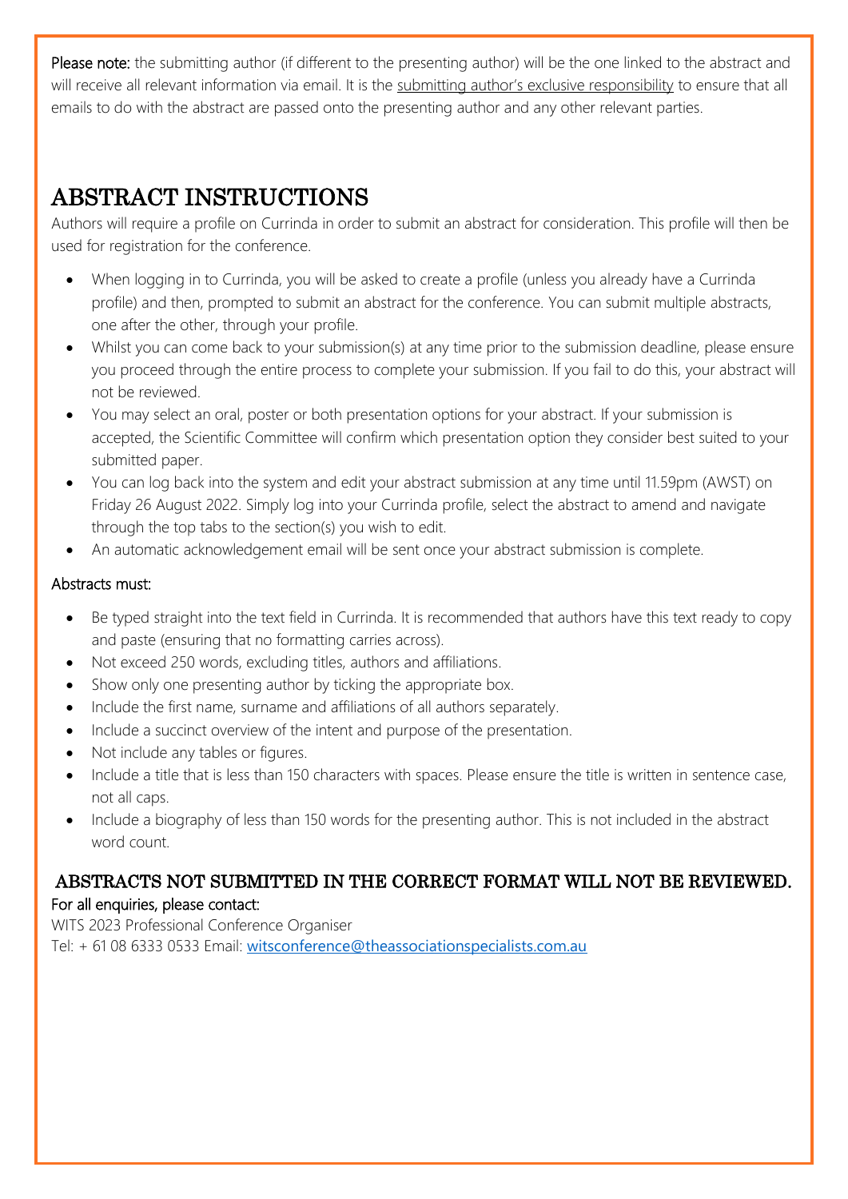**Please note:** the submitting author (if different to the presenting author) will be the one linked to the abstract and will receive all relevant information via email. It is the submitting author's exclusive responsibility to ensure that all emails to do with the abstract are passed onto the presenting author and any other relevant parties.

# ABSTRACT INSTRUCTIONS

Authors will require a profile on Currinda in order to submit an abstract for consideration. This profile will then be used for registration for the conference.

- When logging in to Currinda, you will be asked to create a profile (unless you already have a Currinda profile) and then, prompted to submit an abstract for the conference. You can submit multiple abstracts, one after the other, through your profile.
- Whilst you can come back to your submission(s) at any time prior to the submission deadline, please ensure you proceed through the entire process to complete your submission. If you fail to do this, your abstract will not be reviewed.
- You may select an oral, poster or both presentation options for your abstract. If your submission is accepted, the Scientific Committee will confirm which presentation option they consider best suited to your submitted paper.
- You can log back into the system and edit your abstract submission at any time until 11.59pm (AWST) on Friday 26 August 2022. Simply log into your Currinda profile, select the abstract to amend and navigate through the top tabs to the section(s) you wish to edit.
- An automatic acknowledgement email will be sent once your abstract submission is complete.

Abstracts must:

- Be typed straight into the text field in Currinda. It is recommended that authors have this text ready to copy and paste (ensuring that no formatting carries across).
- Not exceed 250 words, excluding titles, authors and affiliations.
- Show only one presenting author by ticking the appropriate box.
- Include the first name, surname and affiliations of all authors separately.
- Include a succinct overview of the intent and purpose of the presentation.
- Not include any tables or figures.
- Include a title that is less than 150 characters with spaces. Please ensure the title is written in sentence case, not all caps.
- Include a biography of less than 150 words for the presenting author. This is not included in the abstract word count.

## ABSTRACTS NOT SUBMITTED IN THE CORRECT FORMAT WILL NOT BE REVIEWED.

For all enquiries, please contact:

WITS 2023 Professional Conference Organiser

Tel: + 61 08 6333 0533 Email: witsconference@theassociationspecialists.com.au